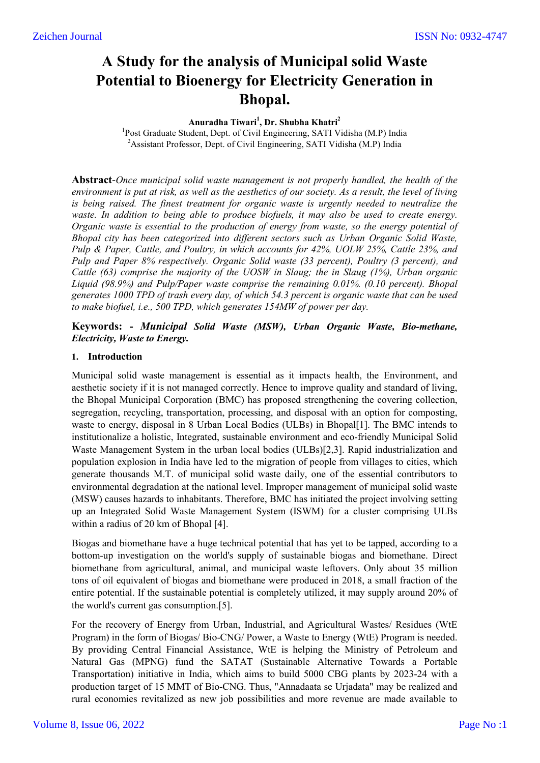# A Study for the analysis of Municipal solid Waste Potential to Bioenergy for Electricity Generation in Bhopal.

**Anuradha Tiwari[1], Dr. Shubha Khatri[2]**

[1]Post Graduate Student, Dept. of Civil Engineering, SATI Vidisha (M.P) India

[2]Assistant Professor, Dept. of Civil Engineering, SATI Vidisha (M.P) India

**Abstract**-*Once municipal solid waste management is not properly handled, the health of the environment is put at risk, as well as the aesthetics of our society. As a result, the level of living is being raised. The finest treatment for organic waste is urgently needed to neutralize the waste. In addition to being able to produce biofuels, it may also be used to create energy. Organic waste is essential to the production of energy from waste, so the energy potential of Bhopal city has been categorized into different sectors such as Urban Organic Solid Waste, Pulp & Paper, Cattle, and Poultry, in which accounts for 42%, UOLW 25%, Cattle 23%, and Pulp and Paper 8% respectively. Organic Solid waste (33 percent), Poultry (3 percent), and Cattle (63) comprise the majority of the UOSW in Slaug; the in Slaug (1%), Urban organic Liquid (98.9%) and Pulp/Paper waste comprise the remaining 0.01%. (0.10 percent). Bhopal generates 1000 TPD of trash every day, of which 54.3 percent is organic waste that can be used to make biofuel, i.e., 500 TPD, which generates 154MW of power per day.*

**Keywords: -** ***Municipal Solid Waste (MSW), Urban Organic Waste, Bio-methane, Electricity, Waste to Energy.***

## 1. Introduction

Municipal solid waste management is essential as it impacts health, the Environment, and aesthetic society if it is not managed correctly. Hence to improve quality and standard of living, the Bhopal Municipal Corporation (BMC) has proposed strengthening the covering collection, segregation, recycling, transportation, processing, and disposal with an option for composting, waste to energy, disposal in 8 Urban Local Bodies (ULBs) in Bhopal[1]. The BMC intends to institutionalize a holistic, Integrated, sustainable environment and eco-friendly Municipal Solid Waste Management System in the urban local bodies (ULBs)[2,3]. Rapid industrialization and population explosion in India have led to the migration of people from villages to cities, which generate thousands M.T. of municipal solid waste daily, one of the essential contributors to environmental degradation at the national level. Improper management of municipal solid waste (MSW) causes hazards to inhabitants. Therefore, BMC has initiated the project involving setting up an Integrated Solid Waste Management System (ISWM) for a cluster comprising ULBs within a radius of 20 km of Bhopal [4].

Biogas and biomethane have a huge technical potential that has yet to be tapped, according to a bottom-up investigation on the world's supply of sustainable biogas and biomethane. Direct biomethane from agricultural, animal, and municipal waste leftovers. Only about 35 million tons of oil equivalent of biogas and biomethane were produced in 2018, a small fraction of the entire potential. If the sustainable potential is completely utilized, it may supply around 20% of the world's current gas consumption.[5].

For the recovery of Energy from Urban, Industrial, and Agricultural Wastes/ Residues (WtE Program) in the form of Biogas/ Bio-CNG/ Power, a Waste to Energy (WtE) Program is needed. By providing Central Financial Assistance, WtE is helping the Ministry of Petroleum and Natural Gas (MPNG) fund the SATAT (Sustainable Alternative Towards a Portable Transportation) initiative in India, which aims to build 5000 CBG plants by 2023-24 with a production target of 15 MMT of Bio-CNG. Thus, "Annadaata se Urjadata" may be realized and rural economies revitalized as new job possibilities and more revenue are made available to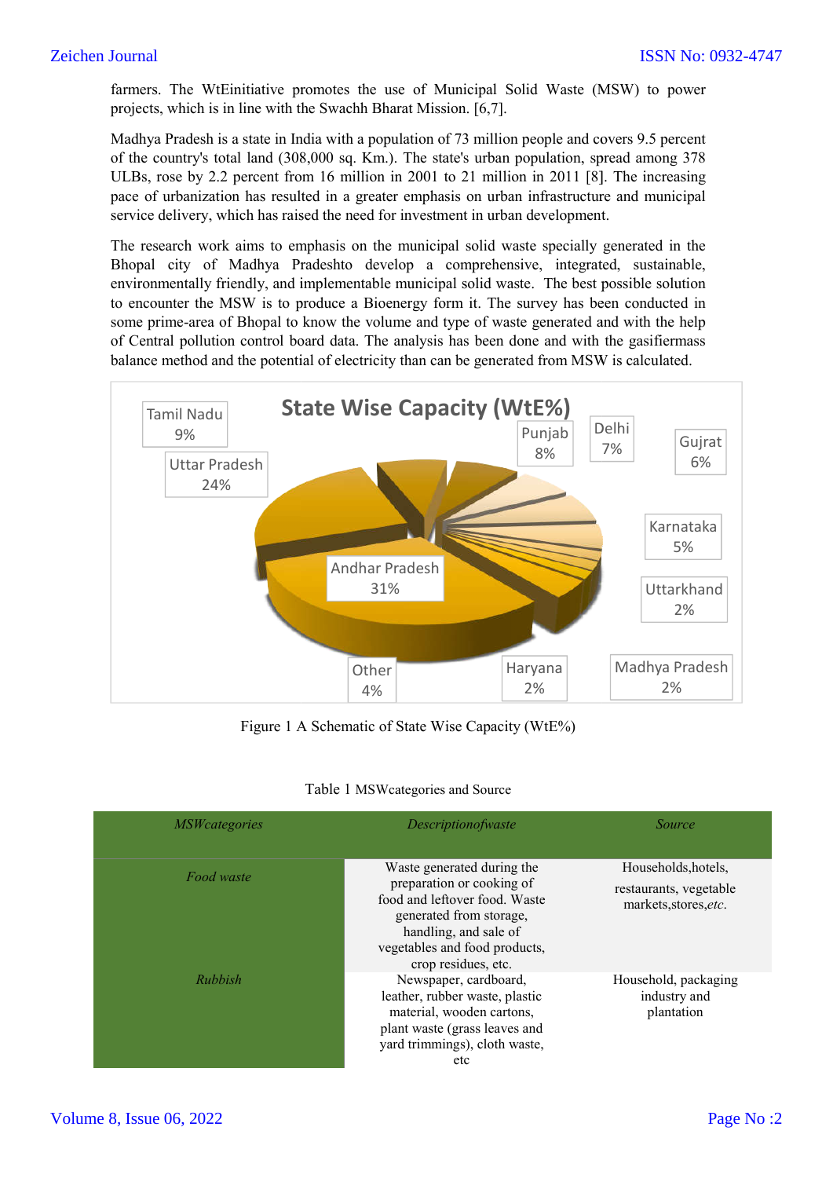farmers. The WtEinitiative promotes the use of Municipal Solid Waste (MSW) to power projects, which is in line with the Swachh Bharat Mission. [6,7].

Madhya Pradesh is a state in India with a population of 73 million people and covers 9.5 percent of the country's total land (308,000 sq. Km.). The state's urban population, spread among 378 ULBs, rose by 2.2 percent from 16 million in 2001 to 21 million in 2011 [8]. The increasing pace of urbanization has resulted in a greater emphasis on urban infrastructure and municipal service delivery, which has raised the need for investment in urban development.

The research work aims to emphasis on the municipal solid waste specially generated in the Bhopal city of Madhya Pradeshto develop a comprehensive, integrated, sustainable, environmentally friendly, and implementable municipal solid waste. The best possible solution to encounter the MSW is to produce a Bioenergy form it. The survey has been conducted in some prime-area of Bhopal to know the volume and type of waste generated and with the help of Central pollution control board data. The analysis has been done and with the gasifiermass balance method and the potential of electricity than can be generated from MSW is calculated.

State Wise Capacity (WtE%)

Tamil Nadu 9%, Uttar Pradesh 24%, Punjab 8%, Delhi 7%, Gujrat 6%, Karnataka 5%, Uttarkhand 2%, Andhar Pradesh 31%, Other 4%, Haryana 2%, Madhya Pradesh 2%

Figure 1 A Schematic of State Wise Capacity (WtE%)

Table 1 MSWcategories and Source

| *MSWcategories* | *Descriptionofwaste* | *Source* |
|---|---|---|
| *Food waste* | Waste generated during the preparation or cooking of food and leftover food. Waste generated from storage, handling, and sale of vegetables and food products, crop residues, etc. | Households,hotels, restaurants, vegetable markets,stores,*etc*. |
| *Rubbish* | Newspaper, cardboard, leather, rubber waste, plastic material, wooden cartons, plant waste (grass leaves and yard trimmings), cloth waste, etc | Household, packaging industry and plantation |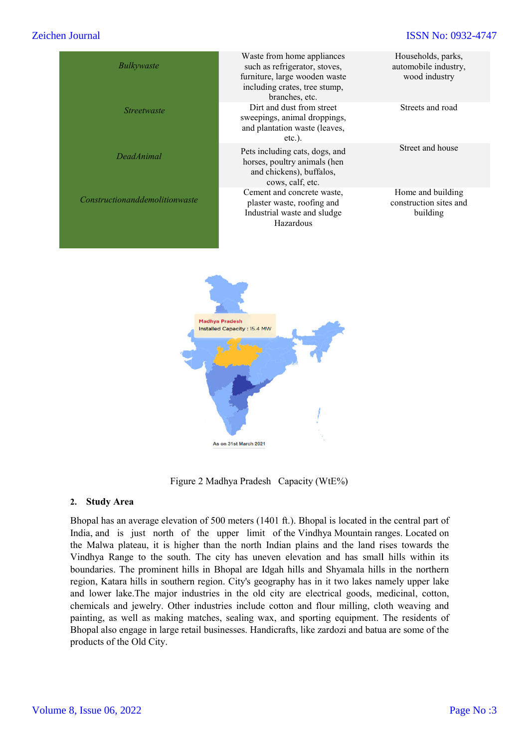| | | |
|---|---|---|
| *Bulkywaste* | Waste from home appliances such as refrigerator, stoves, furniture, large wooden waste including crates, tree stump, branches, etc. | Households, parks, automobile industry, wood industry |
| *Streetwaste* | Dirt and dust from street sweepings, animal droppings, and plantation waste (leaves, etc.). | Streets and road |
| *DeadAnimal* | Pets including cats, dogs, and horses, poultry animals (hen and chickens), buffalos, cows, calf, etc. | Street and house |
| *Constructionanddemolitionwaste* | Cement and concrete waste, plaster waste, roofing and Industrial waste and sludge Hazardous | Home and building construction sites and building |

Madhya Pradesh
Installed Capacity : 15.4 MW

As on 31st March 2021

Figure 2 Madhya Pradesh Capacity (WtE%)

## 2. Study Area

Bhopal has an average elevation of 500 meters (1401 ft.). Bhopal is located in the central part of India, and is just north of the upper limit of the Vindhya Mountain ranges. Located on the Malwa plateau, it is higher than the north Indian plains and the land rises towards the Vindhya Range to the south. The city has uneven elevation and has small hills within its boundaries. The prominent hills in Bhopal are Idgah hills and Shyamala hills in the northern region, Katara hills in southern region. City's geography has in it two lakes namely upper lake and lower lake.The major industries in the old city are electrical goods, medicinal, cotton, chemicals and jewelry. Other industries include cotton and flour milling, cloth weaving and painting, as well as making matches, sealing wax, and sporting equipment. The residents of Bhopal also engage in large retail businesses. Handicrafts, like zardozi and batua are some of the products of the Old City.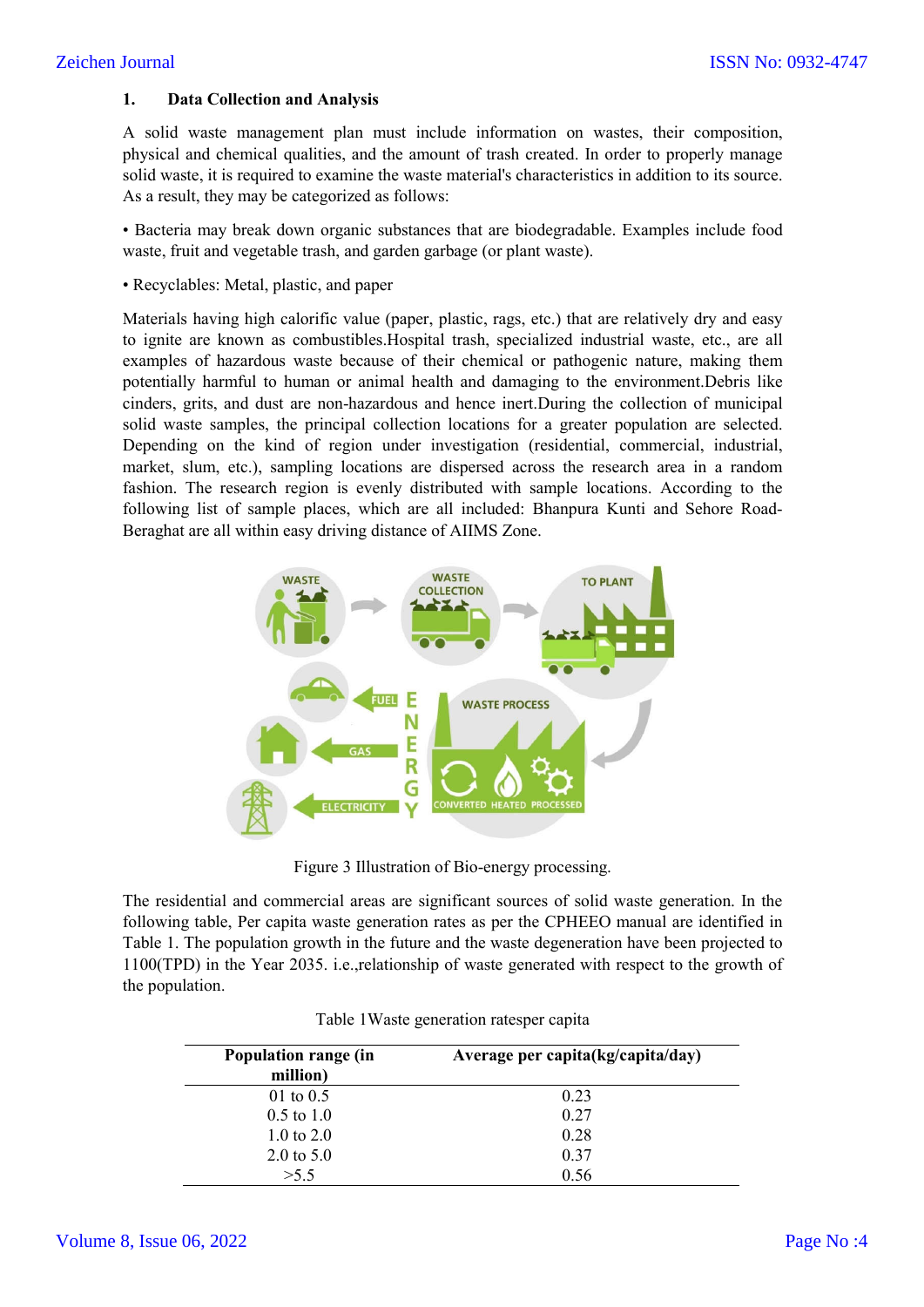## 1. Data Collection and Analysis

A solid waste management plan must include information on wastes, their composition, physical and chemical qualities, and the amount of trash created. In order to properly manage solid waste, it is required to examine the waste material's characteristics in addition to its source. As a result, they may be categorized as follows:

• Bacteria may break down organic substances that are biodegradable. Examples include food waste, fruit and vegetable trash, and garden garbage (or plant waste).

• Recyclables: Metal, plastic, and paper

Materials having high calorific value (paper, plastic, rags, etc.) that are relatively dry and easy to ignite are known as combustibles.Hospital trash, specialized industrial waste, etc., are all examples of hazardous waste because of their chemical or pathogenic nature, making them potentially harmful to human or animal health and damaging to the environment.Debris like cinders, grits, and dust are non-hazardous and hence inert.During the collection of municipal solid waste samples, the principal collection locations for a greater population are selected. Depending on the kind of region under investigation (residential, commercial, industrial, market, slum, etc.), sampling locations are dispersed across the research area in a random fashion. The research region is evenly distributed with sample locations. According to the following list of sample places, which are all included: Bhanpura Kunti and Sehore Road-Beraghat are all within easy driving distance of AIIMS Zone.

Figure 3 Illustration of Bio-energy processing.

The residential and commercial areas are significant sources of solid waste generation. In the following table, Per capita waste generation rates as per the CPHEEO manual are identified in Table 1. The population growth in the future and the waste degeneration have been projected to 1100(TPD) in the Year 2035. i.e.,relationship of waste generated with respect to the growth of the population.

Table 1Waste generation ratesper capita

| Population range (in million) | Average per capita(kg/capita/day) |
|---|---|
| 01 to 0.5 | 0.23 |
| 0.5 to 1.0 | 0.27 |
| 1.0 to 2.0 | 0.28 |
| 2.0 to 5.0 | 0.37 |
| >5.5 | 0.56 |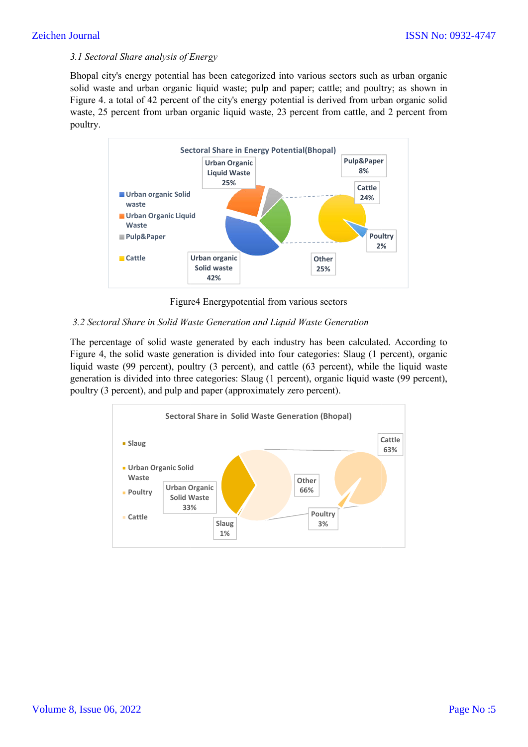*3.1 Sectoral Share analysis of Energy*

Bhopal city's energy potential has been categorized into various sectors such as urban organic solid waste and urban organic liquid waste; pulp and paper; cattle; and poultry; as shown in Figure 4. a total of 42 percent of the city's energy potential is derived from urban organic solid waste, 25 percent from urban organic liquid waste, 23 percent from cattle, and 2 percent from poultry.

Figure4 Energypotential from various sectors

*3.2 Sectoral Share in Solid Waste Generation and Liquid Waste Generation*

The percentage of solid waste generated by each industry has been calculated. According to Figure 4, the solid waste generation is divided into four categories: Slaug (1 percent), organic liquid waste (99 percent), poultry (3 percent), and cattle (63 percent), while the liquid waste generation is divided into three categories: Slaug (1 percent), organic liquid waste (99 percent), poultry (3 percent), and pulp and paper (approximately zero percent).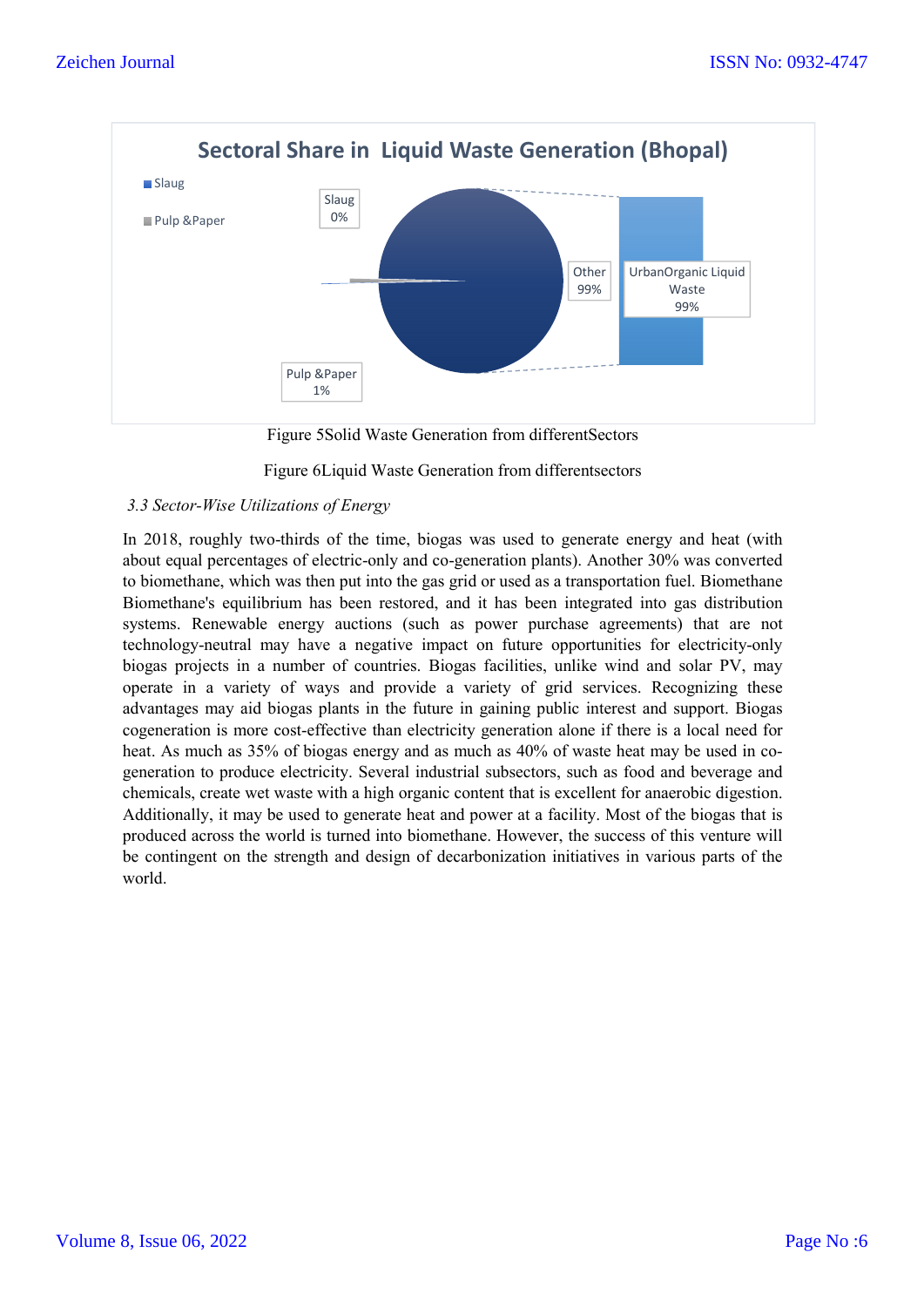Sectoral Share in Liquid Waste Generation (Bhopal)

Slaug
Pulp &Paper

Slaug 0%

Other 99%

UrbanOrganic Liquid Waste 99%

Pulp &Paper 1%

Figure 5Solid Waste Generation from differentSectors

Figure 6Liquid Waste Generation from differentsectors

*3.3 Sector-Wise Utilizations of Energy*

In 2018, roughly two-thirds of the time, biogas was used to generate energy and heat (with about equal percentages of electric-only and co-generation plants). Another 30% was converted to biomethane, which was then put into the gas grid or used as a transportation fuel. Biomethane Biomethane's equilibrium has been restored, and it has been integrated into gas distribution systems. Renewable energy auctions (such as power purchase agreements) that are not technology-neutral may have a negative impact on future opportunities for electricity-only biogas projects in a number of countries. Biogas facilities, unlike wind and solar PV, may operate in a variety of ways and provide a variety of grid services. Recognizing these advantages may aid biogas plants in the future in gaining public interest and support. Biogas cogeneration is more cost-effective than electricity generation alone if there is a local need for heat. As much as 35% of biogas energy and as much as 40% of waste heat may be used in co-generation to produce electricity. Several industrial subsectors, such as food and beverage and chemicals, create wet waste with a high organic content that is excellent for anaerobic digestion. Additionally, it may be used to generate heat and power at a facility. Most of the biogas that is produced across the world is turned into biomethane. However, the success of this venture will be contingent on the strength and design of decarbonization initiatives in various parts of the world.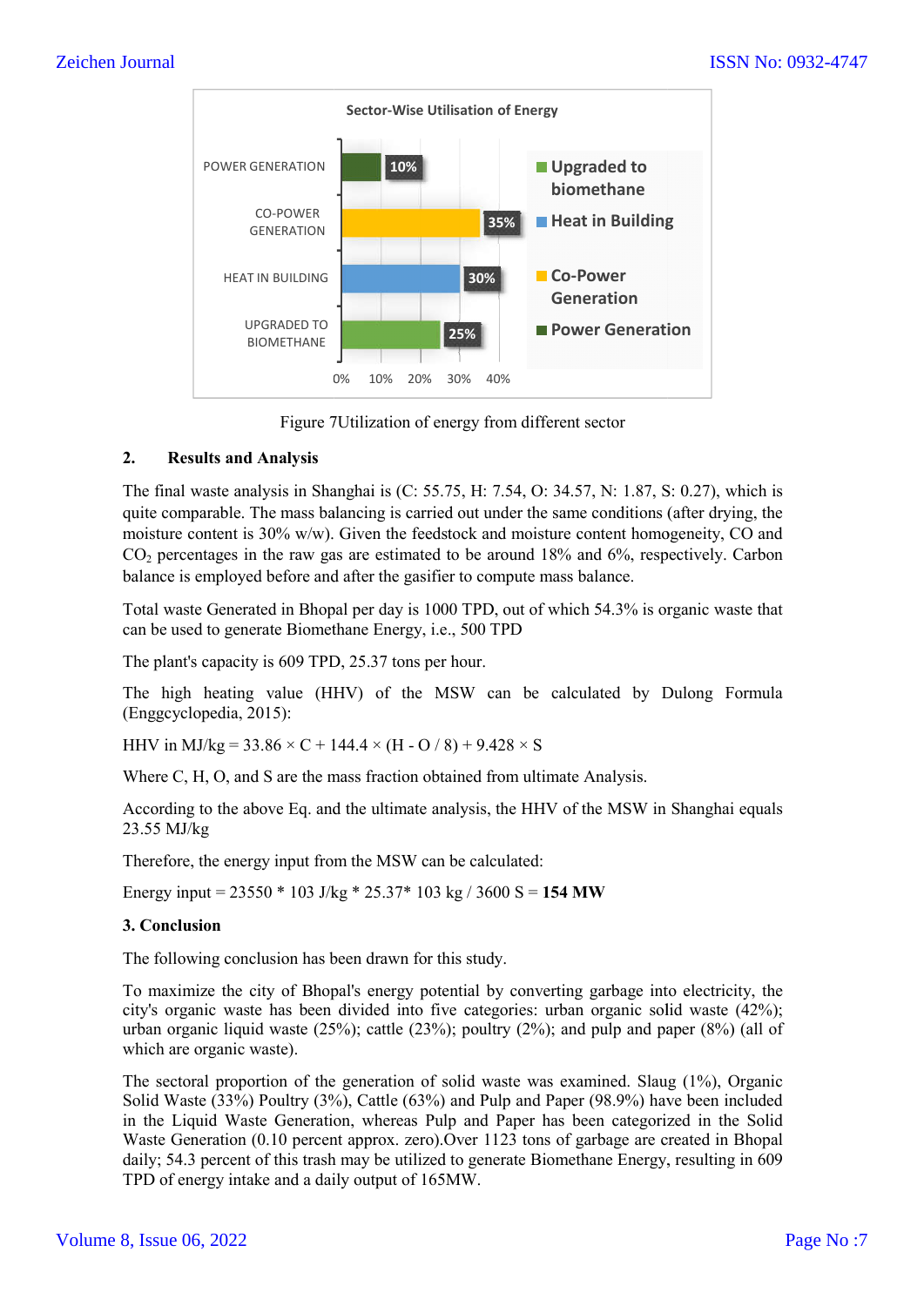Sector-Wise Utilisation of Energy

| Sector | Utilisation |
|---|---|
| POWER GENERATION | 10% |
| CO-POWER GENERATION | 35% |
| HEAT IN BUILDING | 30% |
| UPGRADED TO BIOMETHANE | 25% |

Figure 7Utilization of energy from different sector

## 2. Results and Analysis

The final waste analysis in Shanghai is (C: 55.75, H: 7.54, O: 34.57, N: 1.87, S: 0.27), which is quite comparable. The mass balancing is carried out under the same conditions (after drying, the moisture content is 30% w/w). Given the feedstock and moisture content homogeneity, CO and $CO_2$ percentages in the raw gas are estimated to be around 18% and 6%, respectively. Carbon balance is employed before and after the gasifier to compute mass balance.

Total waste Generated in Bhopal per day is 1000 TPD, out of which 54.3% is organic waste that can be used to generate Biomethane Energy, i.e., 500 TPD

The plant's capacity is 609 TPD, 25.37 tons per hour.

The high heating value (HHV) of the MSW can be calculated by Dulong Formula (Enggcyclopedia, 2015):

HHV in MJ/kg = $33.86 \times C + 144.4 \times (H - O / 8) + 9.428 \times S$

Where C, H, O, and S are the mass fraction obtained from ultimate Analysis.

According to the above Eq. and the ultimate analysis, the HHV of the MSW in Shanghai equals 23.55 MJ/kg

Therefore, the energy input from the MSW can be calculated:

Energy input = 23550 * 103 J/kg * 25.37* 103 kg / 3600 S = **154 MW**

## 3. Conclusion

The following conclusion has been drawn for this study.

To maximize the city of Bhopal's energy potential by converting garbage into electricity, the city's organic waste has been divided into five categories: urban organic solid waste (42%); urban organic liquid waste (25%); cattle (23%); poultry (2%); and pulp and paper (8%) (all of which are organic waste).

The sectoral proportion of the generation of solid waste was examined. Slaug (1%), Organic Solid Waste (33%) Poultry (3%), Cattle (63%) and Pulp and Paper (98.9%) have been included in the Liquid Waste Generation, whereas Pulp and Paper has been categorized in the Solid Waste Generation (0.10 percent approx. zero).Over 1123 tons of garbage are created in Bhopal daily; 54.3 percent of this trash may be utilized to generate Biomethane Energy, resulting in 609 TPD of energy intake and a daily output of 165MW.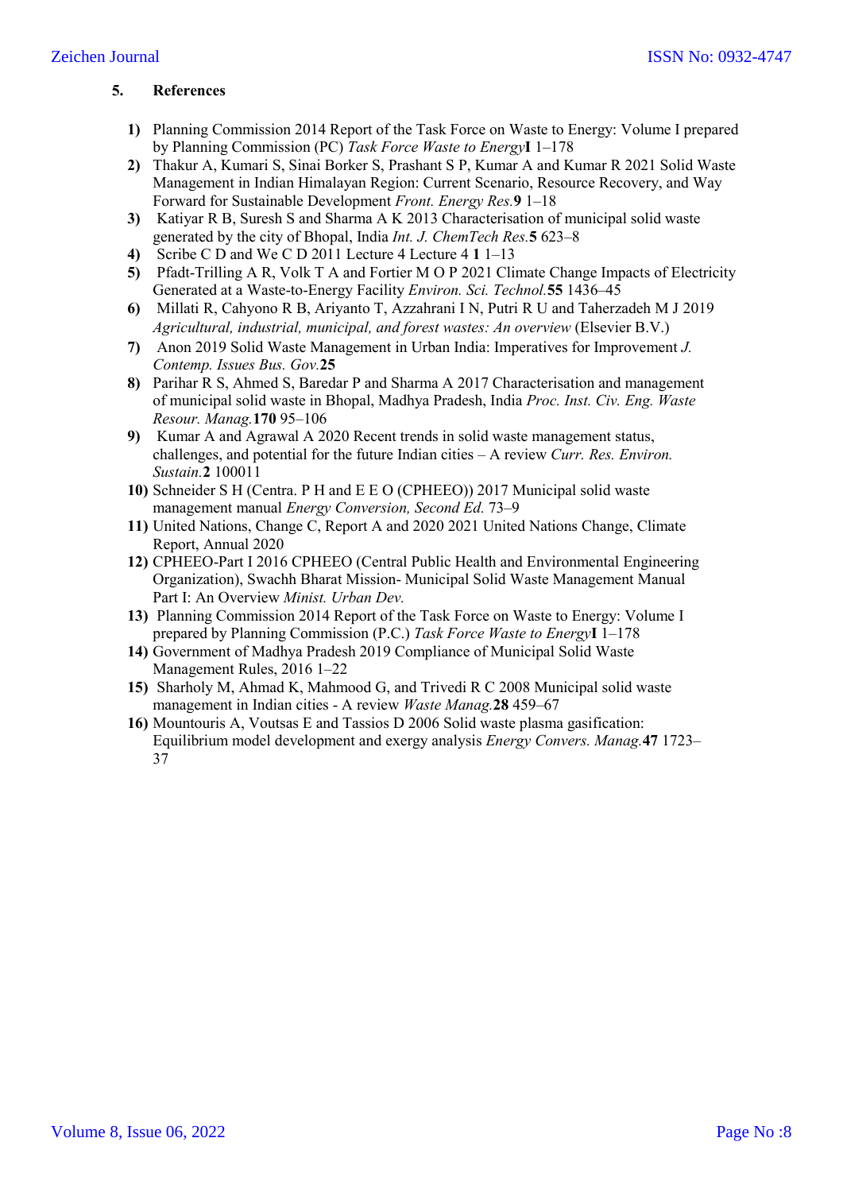## 5. References

1) Planning Commission 2014 Report of the Task Force on Waste to Energy: Volume I prepared by Planning Commission (PC) *Task Force Waste to Energy* **I** 1–178
2) Thakur A, Kumari S, Sinai Borker S, Prashant S P, Kumar A and Kumar R 2021 Solid Waste Management in Indian Himalayan Region: Current Scenario, Resource Recovery, and Way Forward for Sustainable Development *Front. Energy Res.* **9** 1–18
3) Katiyar R B, Suresh S and Sharma A K 2013 Characterisation of municipal solid waste generated by the city of Bhopal, India *Int. J. ChemTech Res.* **5** 623–8
4) Scribe C D and We C D 2011 Lecture 4 Lecture 4 **1** 1–13
5) Pfadt-Trilling A R, Volk T A and Fortier M O P 2021 Climate Change Impacts of Electricity Generated at a Waste-to-Energy Facility *Environ. Sci. Technol.* **55** 1436–45
6) Millati R, Cahyono R B, Ariyanto T, Azzahrani I N, Putri R U and Taherzadeh M J 2019 *Agricultural, industrial, municipal, and forest wastes: An overview* (Elsevier B.V.)
7) Anon 2019 Solid Waste Management in Urban India: Imperatives for Improvement *J. Contemp. Issues Bus. Gov.* **25**
8) Parihar R S, Ahmed S, Baredar P and Sharma A 2017 Characterisation and management of municipal solid waste in Bhopal, Madhya Pradesh, India *Proc. Inst. Civ. Eng. Waste Resour. Manag.* **170** 95–106
9) Kumar A and Agrawal A 2020 Recent trends in solid waste management status, challenges, and potential for the future Indian cities – A review *Curr. Res. Environ. Sustain.* **2** 100011
10) Schneider S H (Centra. P H and E E O (CPHEEO)) 2017 Municipal solid waste management manual *Energy Conversion, Second Ed.* 73–9
11) United Nations, Change C, Report A and 2020 2021 United Nations Change, Climate Report, Annual 2020
12) CPHEEO-Part I 2016 CPHEEO (Central Public Health and Environmental Engineering Organization), Swachh Bharat Mission- Municipal Solid Waste Management Manual Part I: An Overview *Minist. Urban Dev.*
13) Planning Commission 2014 Report of the Task Force on Waste to Energy: Volume I prepared by Planning Commission (P.C.) *Task Force Waste to Energy* **I** 1–178
14) Government of Madhya Pradesh 2019 Compliance of Municipal Solid Waste Management Rules, 2016 1–22
15) Sharholy M, Ahmad K, Mahmood G, and Trivedi R C 2008 Municipal solid waste management in Indian cities - A review *Waste Manag.* **28** 459–67
16) Mountouris A, Voutsas E and Tassios D 2006 Solid waste plasma gasification: Equilibrium model development and exergy analysis *Energy Convers. Manag.* **47** 1723–37